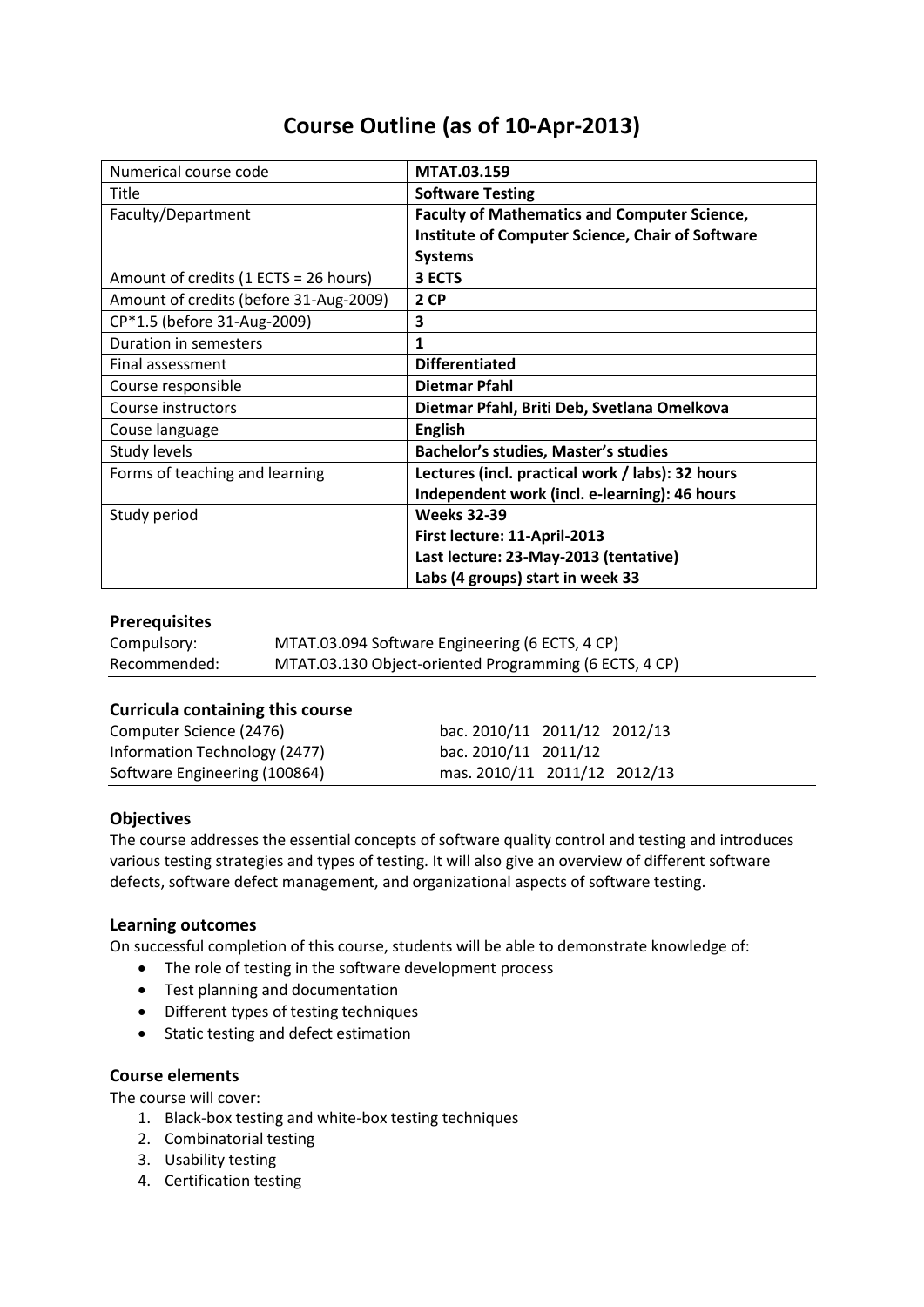# Course Outline (as of 10-Apr-2013)

| | |
|---|---|
| Numerical course code | **MTAT.03.159** |
| Title | **Software Testing** |
| Faculty/Department | **Faculty of Mathematics and Computer Science, Institute of Computer Science, Chair of Software Systems** |
| Amount of credits (1 ECTS = 26 hours) | **3 ECTS** |
| Amount of credits (before 31-Aug-2009) | **2 CP** |
| CP*1.5 (before 31-Aug-2009) | **3** |
| Duration in semesters | **1** |
| Final assessment | **Differentiated** |
| Course responsible | **Dietmar Pfahl** |
| Course instructors | **Dietmar Pfahl, Briti Deb, Svetlana Omelkova** |
| Couse language | **English** |
| Study levels | **Bachelor's studies, Master's studies** |
| Forms of teaching and learning | **Lectures (incl. practical work / labs): 32 hours**<br>**Independent work (incl. e-learning): 46 hours** |
| Study period | **Weeks 32-39**<br>**First lecture: 11-April-2013**<br>**Last lecture: 23-May-2013 (tentative)**<br>**Labs (4 groups) start in week 33** |

### Prerequisites

| | |
|---|---|
| Compulsory: | MTAT.03.094 Software Engineering (6 ECTS, 4 CP) |
| Recommended: | MTAT.03.130 Object-oriented Programming (6 ECTS, 4 CP) |

### Curricula containing this course

| | |
|---|---|
| Computer Science (2476) | bac. 2010/11 2011/12 2012/13 |
| Information Technology (2477) | bac. 2010/11 2011/12 |
| Software Engineering (100864) | mas. 2010/11 2011/12 2012/13 |

### Objectives

The course addresses the essential concepts of software quality control and testing and introduces various testing strategies and types of testing. It will also give an overview of different software defects, software defect management, and organizational aspects of software testing.

### Learning outcomes

On successful completion of this course, students will be able to demonstrate knowledge of:

- The role of testing in the software development process
- Test planning and documentation
- Different types of testing techniques
- Static testing and defect estimation

### Course elements

The course will cover:

1. Black-box testing and white-box testing techniques
2. Combinatorial testing
3. Usability testing
4. Certification testing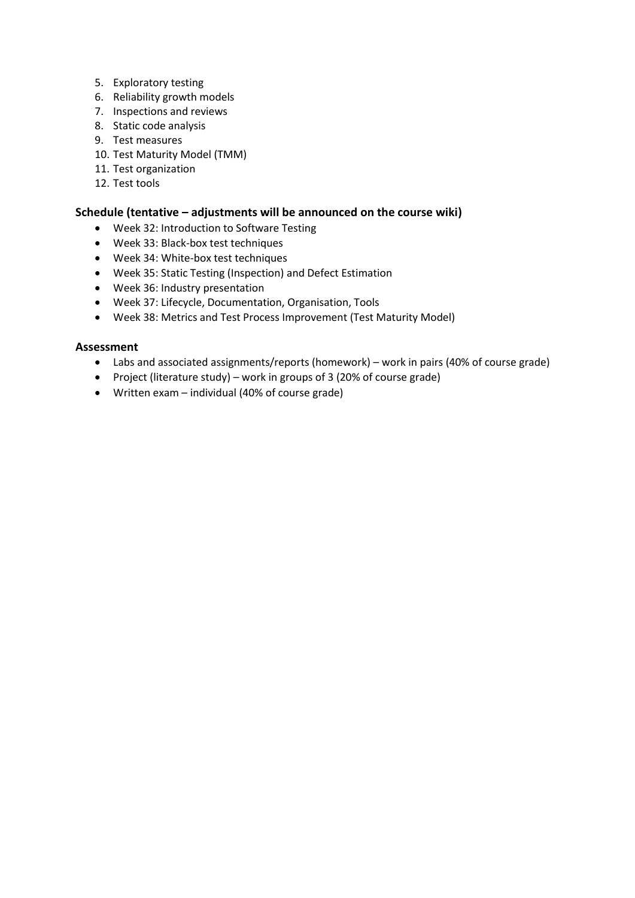5. Exploratory testing
6. Reliability growth models
7. Inspections and reviews
8. Static code analysis
9. Test measures
10. Test Maturity Model (TMM)
11. Test organization
12. Test tools

### Schedule (tentative – adjustments will be announced on the course wiki)

- Week 32: Introduction to Software Testing
- Week 33: Black-box test techniques
- Week 34: White-box test techniques
- Week 35: Static Testing (Inspection) and Defect Estimation
- Week 36: Industry presentation
- Week 37: Lifecycle, Documentation, Organisation, Tools
- Week 38: Metrics and Test Process Improvement (Test Maturity Model)

### Assessment

- Labs and associated assignments/reports (homework) – work in pairs (40% of course grade)
- Project (literature study) – work in groups of 3 (20% of course grade)
- Written exam – individual (40% of course grade)